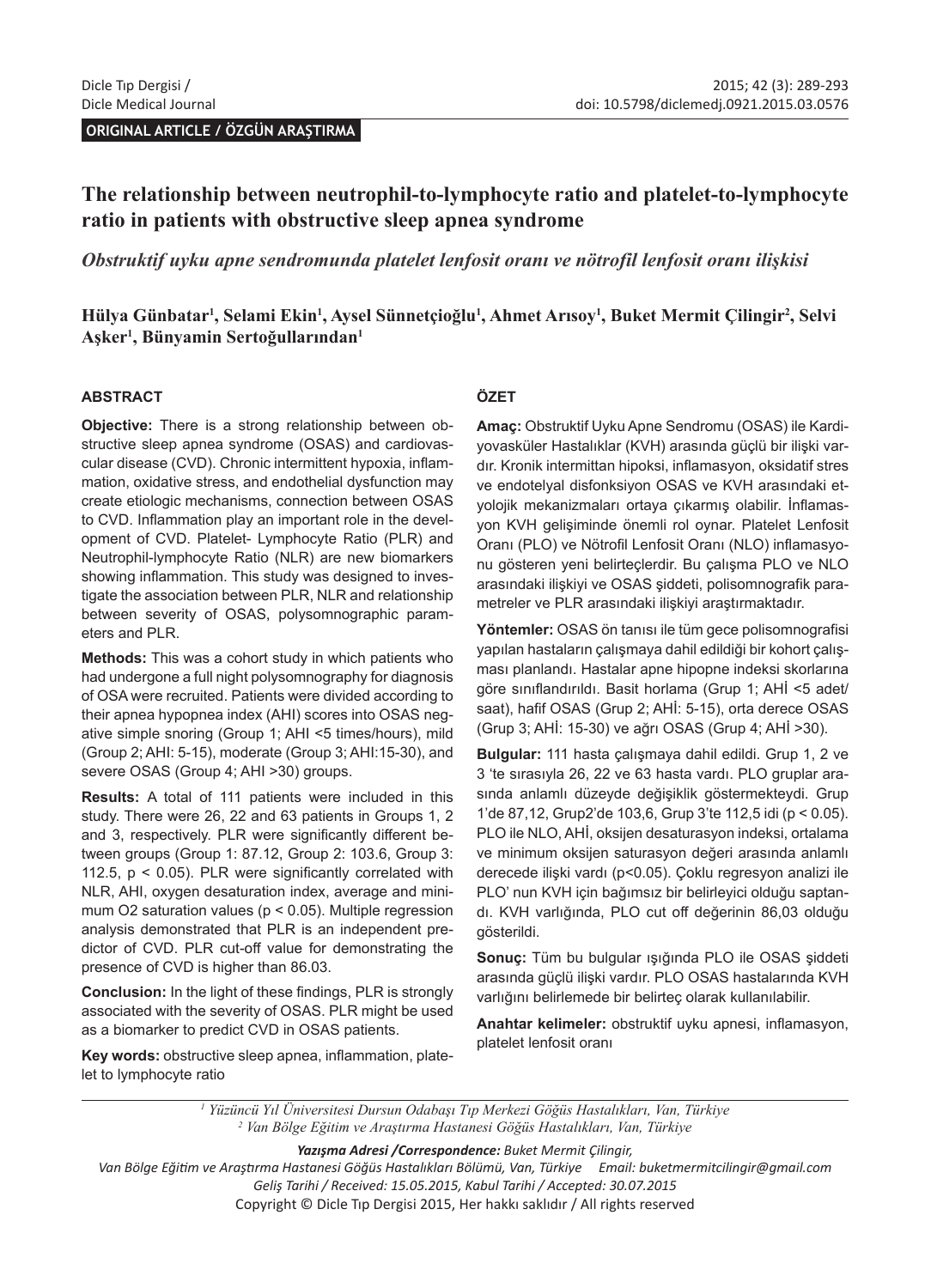ORIGINAL ARTICLE / ÖZGÜN ARAŞTIRMA

# The relationship between neutrophil-to-lymphocyte ratio and platelet-to-lymphocyte ratio in patients with obstructive sleep apnea syndrome

## *Obstruktif uyku apne sendromunda platelet lenfosit oranı ve nötrofil lenfosit oranı ilişkisi*

**Hülya Günbatar[1], Selami Ekin[1], Aysel Sünnetçioğlu[1], Ahmet Arısoy[1], Buket Mermit Çilingir[2], Selvi Aşker[1], Bünyamin Sertoğullarından[1]**

### ABSTRACT

**Objective:** There is a strong relationship between obstructive sleep apnea syndrome (OSAS) and cardiovascular disease (CVD). Chronic intermittent hypoxia, inflammation, oxidative stress, and endothelial dysfunction may create etiologic mechanisms, connection between OSAS to CVD. Inflammation play an important role in the development of CVD. Platelet- Lymphocyte Ratio (PLR) and Neutrophil-lymphocyte Ratio (NLR) are new biomarkers showing inflammation. This study was designed to investigate the association between PLR, NLR and relationship between severity of OSAS, polysomnographic parameters and PLR.

**Methods:** This was a cohort study in which patients who had undergone a full night polysomnography for diagnosis of OSA were recruited. Patients were divided according to their apnea hypopnea index (AHI) scores into OSAS negative simple snoring (Group 1; AHI <5 times/hours), mild (Group 2; AHI: 5-15), moderate (Group 3; AHI:15-30), and severe OSAS (Group 4; AHI >30) groups.

**Results:** A total of 111 patients were included in this study. There were 26, 22 and 63 patients in Groups 1, 2 and 3, respectively. PLR were significantly different between groups (Group 1: 87.12, Group 2: 103.6, Group 3: 112.5, $p < 0.05$). PLR were significantly correlated with NLR, AHI, oxygen desaturation index, average and minimum O2 saturation values ($p < 0.05$). Multiple regression analysis demonstrated that PLR is an independent predictor of CVD. PLR cut-off value for demonstrating the presence of CVD is higher than 86.03.

**Conclusion:** In the light of these findings, PLR is strongly associated with the severity of OSAS. PLR might be used as a biomarker to predict CVD in OSAS patients.

**Key words:** obstructive sleep apnea, inflammation, platelet to lymphocyte ratio

### ÖZET

**Amaç:** Obstruktif Uyku Apne Sendromu (OSAS) ile Kardiyovasküler Hastalıklar (KVH) arasında güçlü bir ilişki vardır. Kronik intermittan hipoksi, inflamasyon, oksidatif stres ve endotelyal disfonksiyon OSAS ve KVH arasındaki etyolojik mekanizmaları ortaya çıkarmış olabilir. İnflamasyon KVH gelişiminde önemli rol oynar. Platelet Lenfosit Oranı (PLO) ve Nötrofil Lenfosit Oranı (NLO) inflamasyonu gösteren yeni belirteçlerdir. Bu çalışma PLO ve NLO arasındaki ilişkiyi ve OSAS şiddeti, polisomnografik parametreler ve PLR arasındaki ilişkiyi araştırmaktadır.

**Yöntemler:** OSAS ön tanısı ile tüm gece polisomnografisi yapılan hastaların çalışmaya dahil edildiği bir kohort çalışması planlandı. Hastalar apne hipopne indeksi skorlarına göre sınıflandırıldı. Basit horlama (Grup 1; AHİ <5 adet/saat), hafif OSAS (Grup 2; AHİ: 5-15), orta derece OSAS (Grup 3; AHİ: 15-30) ve ağrı OSAS (Grup 4; AHİ >30).

**Bulgular:** 111 hasta çalışmaya dahil edildi. Grup 1, 2 ve 3 'te sırasıyla 26, 22 ve 63 hasta vardı. PLO gruplar arasında anlamlı düzeyde değişiklik göstermekteydi. Grup 1'de 87,12, Grup2'de 103,6, Grup 3'te 112,5 idi ($p < 0.05$). PLO ile NLO, AHİ, oksijen desaturasyon indeksi, ortalama ve minimum oksijen saturasyon değeri arasında anlamlı derecede ilişki vardı ($p<0.05$). Çoklu regresyon analizi ile PLO' nun KVH için bağımsız bir belirleyici olduğu saptandı. KVH varlığında, PLO cut off değerinin 86,03 olduğu gösterildi.

**Sonuç:** Tüm bu bulgular ışığında PLO ile OSAS şiddeti arasında güçlü ilişki vardır. PLO OSAS hastalarında KVH varlığını belirlemede bir belirteç olarak kullanılabilir.

**Anahtar kelimeler:** obstruktif uyku apnesi, inflamasyon, platelet lenfosit oranı

---

*[1] Yüzüncü Yıl Üniversitesi Dursun Odabaşı Tıp Merkezi Göğüs Hastalıkları, Van, Türkiye*
*[2] Van Bölge Eğitim ve Araştırma Hastanesi Göğüs Hastalıkları, Van, Türkiye*

***Yazışma Adresi /Correspondence:*** *Buket Mermit Çilingir,*
*Van Bölge Eğitim ve Araştırma Hastanesi Göğüs Hastalıkları Bölümü, Van, Türkiye Email: buketmermitcilingir@gmail.com*
*Geliş Tarihi / Received: 15.05.2015, Kabul Tarihi / Accepted: 30.07.2015*
Copyright © Dicle Tıp Dergisi 2015, Her hakkı saklıdır / All rights reserved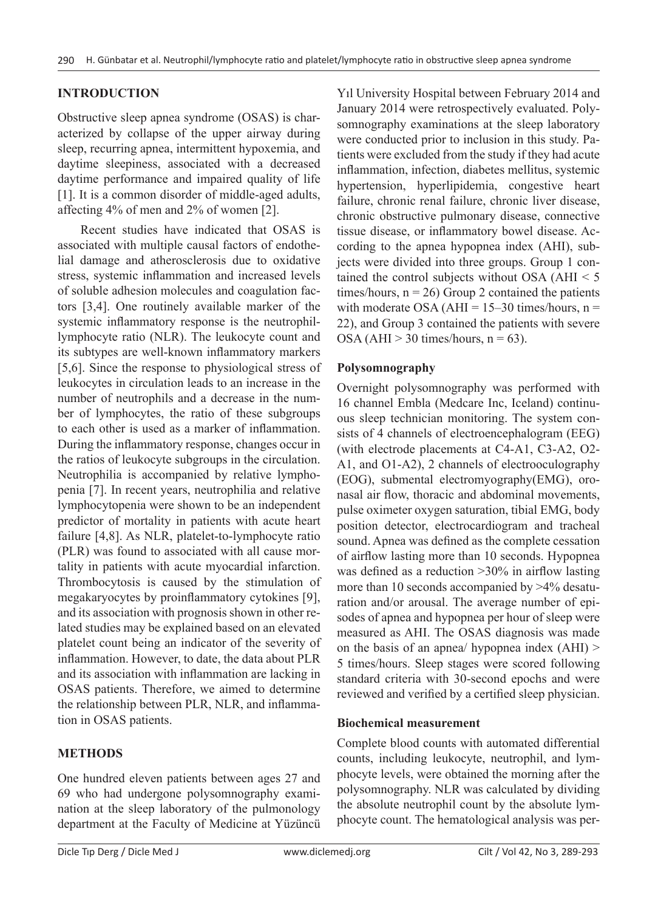## INTRODUCTION

Obstructive sleep apnea syndrome (OSAS) is characterized by collapse of the upper airway during sleep, recurring apnea, intermittent hypoxemia, and daytime sleepiness, associated with a decreased daytime performance and impaired quality of life [1]. It is a common disorder of middle-aged adults, affecting 4% of men and 2% of women [2].

Recent studies have indicated that OSAS is associated with multiple causal factors of endothelial damage and atherosclerosis due to oxidative stress, systemic inflammation and increased levels of soluble adhesion molecules and coagulation factors [3,4]. One routinely available marker of the systemic inflammatory response is the neutrophil-lymphocyte ratio (NLR). The leukocyte count and its subtypes are well-known inflammatory markers [5,6]. Since the response to physiological stress of leukocytes in circulation leads to an increase in the number of neutrophils and a decrease in the number of lymphocytes, the ratio of these subgroups to each other is used as a marker of inflammation. During the inflammatory response, changes occur in the ratios of leukocyte subgroups in the circulation. Neutrophilia is accompanied by relative lymphopenia [7]. In recent years, neutrophilia and relative lymphocytopenia were shown to be an independent predictor of mortality in patients with acute heart failure [4,8]. As NLR, platelet-to-lymphocyte ratio (PLR) was found to associated with all cause mortality in patients with acute myocardial infarction. Thrombocytosis is caused by the stimulation of megakaryocytes by proinflammatory cytokines [9], and its association with prognosis shown in other related studies may be explained based on an elevated platelet count being an indicator of the severity of inflammation. However, to date, the data about PLR and its association with inflammation are lacking in OSAS patients. Therefore, we aimed to determine the relationship between PLR, NLR, and inflammation in OSAS patients.

## METHODS

One hundred eleven patients between ages 27 and 69 who had undergone polysomnography examination at the sleep laboratory of the pulmonology department at the Faculty of Medicine at Yüzüncü Yıl University Hospital between February 2014 and January 2014 were retrospectively evaluated. Polysomnography examinations at the sleep laboratory were conducted prior to inclusion in this study. Patients were excluded from the study if they had acute inflammation, infection, diabetes mellitus, systemic hypertension, hyperlipidemia, congestive heart failure, chronic renal failure, chronic liver disease, chronic obstructive pulmonary disease, connective tissue disease, or inflammatory bowel disease. According to the apnea hypopnea index (AHI), subjects were divided into three groups. Group 1 contained the control subjects without OSA (AHI < 5 times/hours, n = 26) Group 2 contained the patients with moderate OSA (AHI = 15–30 times/hours, n = 22), and Group 3 contained the patients with severe OSA (AHI > 30 times/hours, n = 63).

### Polysomnography

Overnight polysomnography was performed with 16 channel Embla (Medcare Inc, Iceland) continuous sleep technician monitoring. The system consists of 4 channels of electroencephalogram (EEG) (with electrode placements at C4-A1, C3-A2, O2-A1, and O1-A2), 2 channels of electrooculography (EOG), submental electromyography(EMG), oronasal air flow, thoracic and abdominal movements, pulse oximeter oxygen saturation, tibial EMG, body position detector, electrocardiogram and tracheal sound. Apnea was defined as the complete cessation of airflow lasting more than 10 seconds. Hypopnea was defined as a reduction >30% in airflow lasting more than 10 seconds accompanied by >4% desaturation and/or arousal. The average number of episodes of apnea and hypopnea per hour of sleep were measured as AHI. The OSAS diagnosis was made on the basis of an apnea/ hypopnea index (AHI) > 5 times/hours. Sleep stages were scored following standard criteria with 30-second epochs and were reviewed and verified by a certified sleep physician.

### Biochemical measurement

Complete blood counts with automated differential counts, including leukocyte, neutrophil, and lymphocyte levels, were obtained the morning after the polysomnography. NLR was calculated by dividing the absolute neutrophil count by the absolute lymphocyte count. The hematological analysis was per-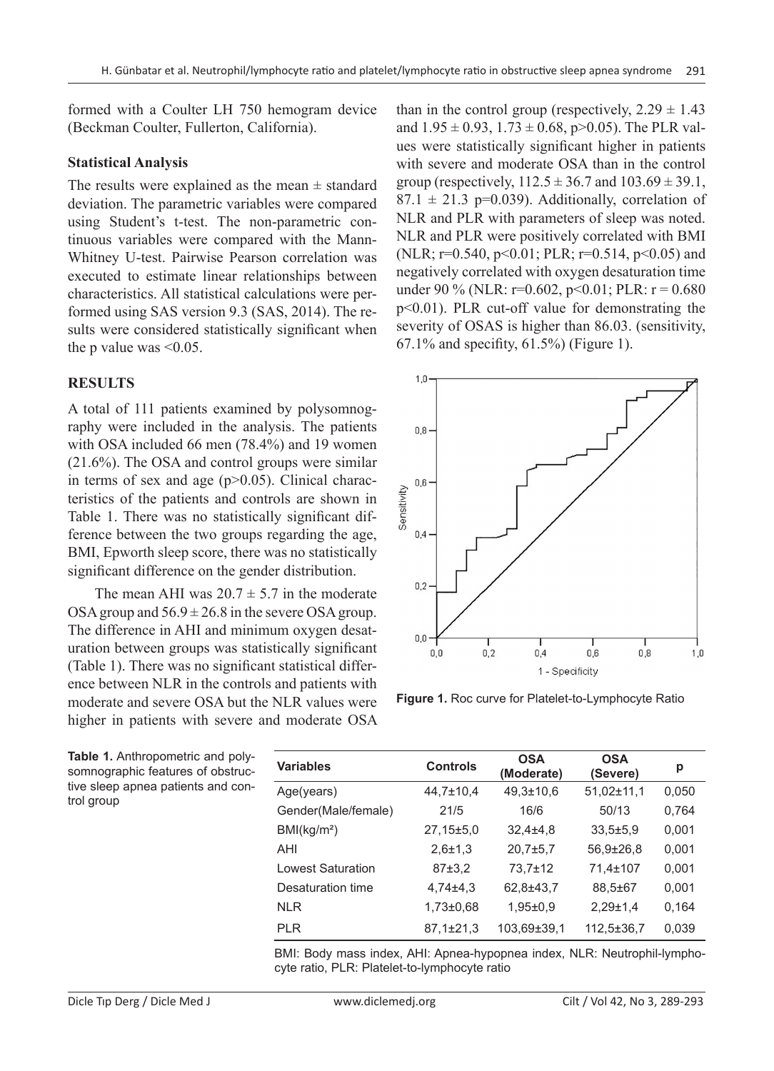formed with a Coulter LH 750 hemogram device (Beckman Coulter, Fullerton, California).

### Statistical Analysis

The results were explained as the mean ± standard deviation. The parametric variables were compared using Student's t-test. The non-parametric continuous variables were compared with the Mann-Whitney U-test. Pairwise Pearson correlation was executed to estimate linear relationships between characteristics. All statistical calculations were performed using SAS version 9.3 (SAS, 2014). The results were considered statistically significant when the p value was <0.05.

## RESULTS

A total of 111 patients examined by polysomnography were included in the analysis. The patients with OSA included 66 men (78.4%) and 19 women (21.6%). The OSA and control groups were similar in terms of sex and age (p>0.05). Clinical characteristics of the patients and controls are shown in Table 1. There was no statistically significant difference between the two groups regarding the age, BMI, Epworth sleep score, there was no statistically significant difference on the gender distribution.

The mean AHI was 20.7 ± 5.7 in the moderate OSA group and 56.9 ± 26.8 in the severe OSA group. The difference in AHI and minimum oxygen desaturation between groups was statistically significant (Table 1). There was no significant statistical difference between NLR in the controls and patients with moderate and severe OSA but the NLR values were higher in patients with severe and moderate OSA than in the control group (respectively, 2.29 ± 1.43 and 1.95 ± 0.93, 1.73 ± 0.68, p>0.05). The PLR values were statistically significant higher in patients with severe and moderate OSA than in the control group (respectively, 112.5 ± 36.7 and 103.69 ± 39.1, 87.1 ± 21.3 p=0.039). Additionally, correlation of NLR and PLR with parameters of sleep was noted. NLR and PLR were positively correlated with BMI (NLR; r=0.540, p<0.01; PLR; r=0.514, p<0.05) and negatively correlated with oxygen desaturation time under 90 % (NLR: r=0.602, p<0.01; PLR: r = 0.680 p<0.01). PLR cut-off value for demonstrating the severity of OSAS is higher than 86.03. (sensitivity, 67.1% and specifity, 61.5%) (Figure 1).

**Figure 1.** Roc curve for Platelet-to-Lymphocyte Ratio

**Table 1.** Anthropometric and polysomnographic features of obstructive sleep apnea patients and control group

| Variables | Controls | OSA (Moderate) | OSA (Severe) | p |
|---|---|---|---|---|
| Age(years) | 44,7±10,4 | 49,3±10,6 | 51,02±11,1 | 0,050 |
| Gender(Male/female) | 21/5 | 16/6 | 50/13 | 0,764 |
| BMI(kg/m²) | 27,15±5,0 | 32,4±4,8 | 33,5±5,9 | 0,001 |
| AHI | 2,6±1,3 | 20,7±5,7 | 56,9±26,8 | 0,001 |
| Lowest Saturation | 87±3,2 | 73,7±12 | 71,4±107 | 0,001 |
| Desaturation time | 4,74±4,3 | 62,8±43,7 | 88,5±67 | 0,001 |
| NLR | 1,73±0,68 | 1,95±0,9 | 2,29±1,4 | 0,164 |
| PLR | 87,1±21,3 | 103,69±39,1 | 112,5±36,7 | 0,039 |

BMI: Body mass index, AHI: Apnea-hypopnea index, NLR: Neutrophil-lymphocyte ratio, PLR: Platelet-to-lymphocyte ratio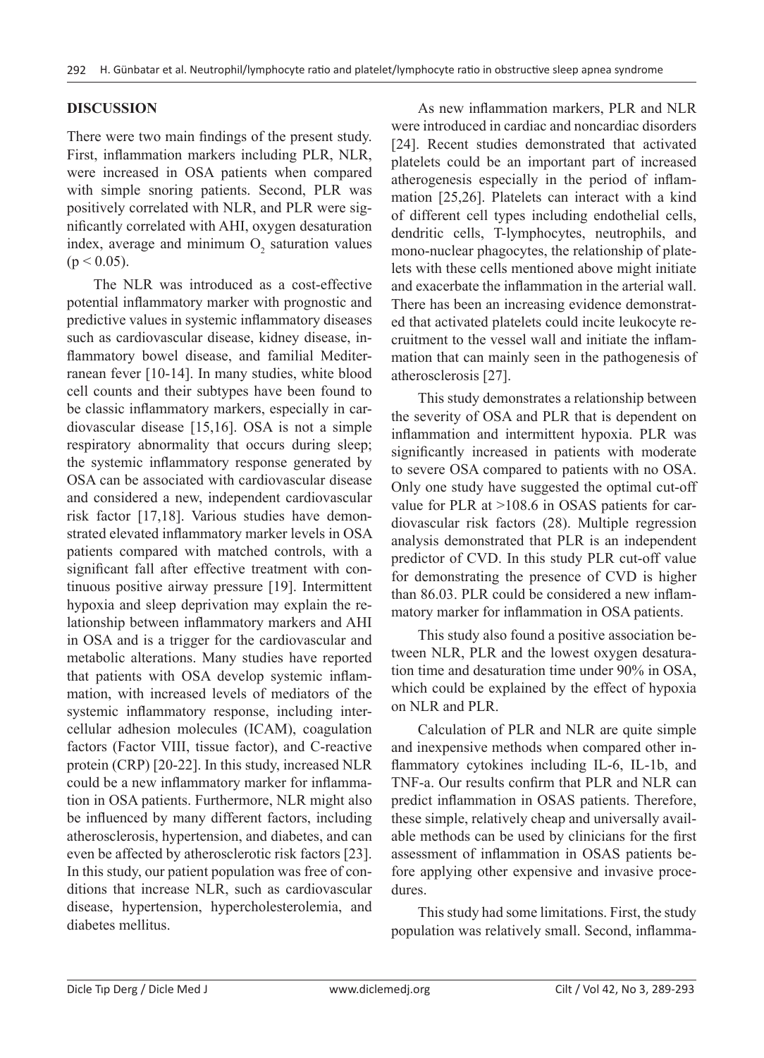## DISCUSSION

There were two main findings of the present study. First, inflammation markers including PLR, NLR, were increased in OSA patients when compared with simple snoring patients. Second, PLR was positively correlated with NLR, and PLR were significantly correlated with AHI, oxygen desaturation index, average and minimum $O_2$ saturation values ($p < 0.05$).

The NLR was introduced as a cost-effective potential inflammatory marker with prognostic and predictive values in systemic inflammatory diseases such as cardiovascular disease, kidney disease, inflammatory bowel disease, and familial Mediterranean fever [10-14]. In many studies, white blood cell counts and their subtypes have been found to be classic inflammatory markers, especially in cardiovascular disease [15,16]. OSA is not a simple respiratory abnormality that occurs during sleep; the systemic inflammatory response generated by OSA can be associated with cardiovascular disease and considered a new, independent cardiovascular risk factor [17,18]. Various studies have demonstrated elevated inflammatory marker levels in OSA patients compared with matched controls, with a significant fall after effective treatment with continuous positive airway pressure [19]. Intermittent hypoxia and sleep deprivation may explain the relationship between inflammatory markers and AHI in OSA and is a trigger for the cardiovascular and metabolic alterations. Many studies have reported that patients with OSA develop systemic inflammation, with increased levels of mediators of the systemic inflammatory response, including intercellular adhesion molecules (ICAM), coagulation factors (Factor VIII, tissue factor), and C-reactive protein (CRP) [20-22]. In this study, increased NLR could be a new inflammatory marker for inflammation in OSA patients. Furthermore, NLR might also be influenced by many different factors, including atherosclerosis, hypertension, and diabetes, and can even be affected by atherosclerotic risk factors [23]. In this study, our patient population was free of conditions that increase NLR, such as cardiovascular disease, hypertension, hypercholesterolemia, and diabetes mellitus.

As new inflammation markers, PLR and NLR were introduced in cardiac and noncardiac disorders [24]. Recent studies demonstrated that activated platelets could be an important part of increased atherogenesis especially in the period of inflammation [25,26]. Platelets can interact with a kind of different cell types including endothelial cells, dendritic cells, T-lymphocytes, neutrophils, and mono-nuclear phagocytes, the relationship of platelets with these cells mentioned above might initiate and exacerbate the inflammation in the arterial wall. There has been an increasing evidence demonstrated that activated platelets could incite leukocyte recruitment to the vessel wall and initiate the inflammation that can mainly seen in the pathogenesis of atherosclerosis [27].

This study demonstrates a relationship between the severity of OSA and PLR that is dependent on inflammation and intermittent hypoxia. PLR was significantly increased in patients with moderate to severe OSA compared to patients with no OSA. Only one study have suggested the optimal cut-off value for PLR at >108.6 in OSAS patients for cardiovascular risk factors (28). Multiple regression analysis demonstrated that PLR is an independent predictor of CVD. In this study PLR cut-off value for demonstrating the presence of CVD is higher than 86.03. PLR could be considered a new inflammatory marker for inflammation in OSA patients.

This study also found a positive association between NLR, PLR and the lowest oxygen desaturation time and desaturation time under 90% in OSA, which could be explained by the effect of hypoxia on NLR and PLR.

Calculation of PLR and NLR are quite simple and inexpensive methods when compared other inflammatory cytokines including IL-6, IL-1b, and TNF-a. Our results confirm that PLR and NLR can predict inflammation in OSAS patients. Therefore, these simple, relatively cheap and universally available methods can be used by clinicians for the first assessment of inflammation in OSAS patients before applying other expensive and invasive procedures.

This study had some limitations. First, the study population was relatively small. Second, inflamma-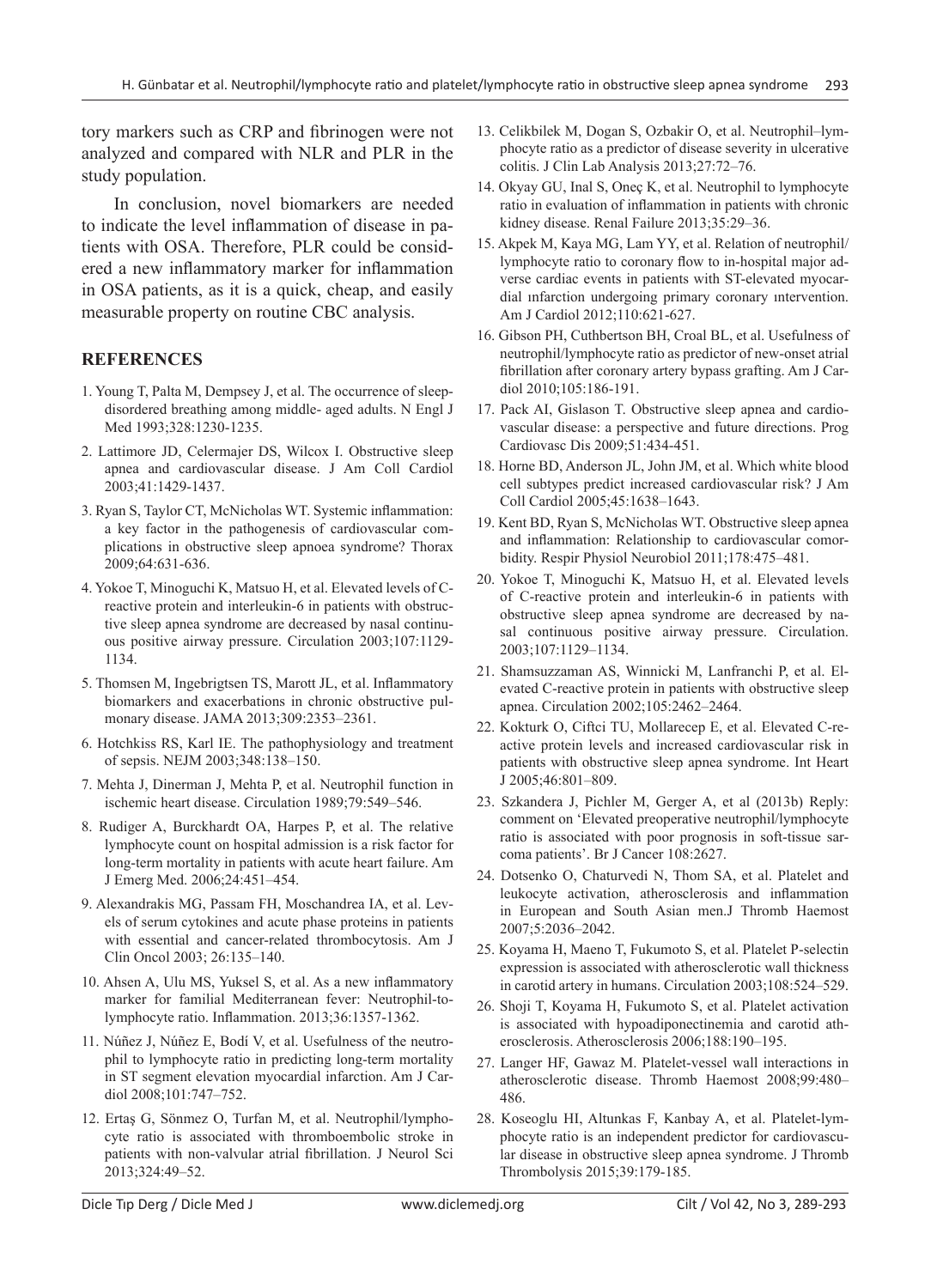tory markers such as CRP and fibrinogen were not analyzed and compared with NLR and PLR in the study population.

In conclusion, novel biomarkers are needed to indicate the level inflammation of disease in patients with OSA. Therefore, PLR could be considered a new inflammatory marker for inflammation in OSA patients, as it is a quick, cheap, and easily measurable property on routine CBC analysis.

## REFERENCES

1. Young T, Palta M, Dempsey J, et al. The occurrence of sleep-disordered breathing among middle- aged adults. N Engl J Med 1993;328:1230-1235.
2. Lattimore JD, Celermajer DS, Wilcox I. Obstructive sleep apnea and cardiovascular disease. J Am Coll Cardiol 2003;41:1429-1437.
3. Ryan S, Taylor CT, McNicholas WT. Systemic inflammation: a key factor in the pathogenesis of cardiovascular complications in obstructive sleep apnoea syndrome? Thorax 2009;64:631-636.
4. Yokoe T, Minoguchi K, Matsuo H, et al. Elevated levels of C-reactive protein and interleukin-6 in patients with obstructive sleep apnea syndrome are decreased by nasal continuous positive airway pressure. Circulation 2003;107:1129-1134.
5. Thomsen M, Ingebrigtsen TS, Marott JL, et al. Inflammatory biomarkers and exacerbations in chronic obstructive pulmonary disease. JAMA 2013;309:2353–2361.
6. Hotchkiss RS, Karl IE. The pathophysiology and treatment of sepsis. NEJM 2003;348:138–150.
7. Mehta J, Dinerman J, Mehta P, et al. Neutrophil function in ischemic heart disease. Circulation 1989;79:549–546.
8. Rudiger A, Burckhardt OA, Harpes P, et al. The relative lymphocyte count on hospital admission is a risk factor for long-term mortality in patients with acute heart failure. Am J Emerg Med. 2006;24:451–454.
9. Alexandrakis MG, Passam FH, Moschandrea IA, et al. Levels of serum cytokines and acute phase proteins in patients with essential and cancer-related thrombocytosis. Am J Clin Oncol 2003; 26:135–140.
10. Ahsen A, Ulu MS, Yuksel S, et al. As a new inflammatory marker for familial Mediterranean fever: Neutrophil-to-lymphocyte ratio. Inflammation. 2013;36:1357-1362.
11. Núñez J, Núñez E, Bodí V, et al. Usefulness of the neutrophil to lymphocyte ratio in predicting long-term mortality in ST segment elevation myocardial infarction. Am J Cardiol 2008;101:747–752.
12. Ertaş G, Sönmez O, Turfan M, et al. Neutrophil/lymphocyte ratio is associated with thromboembolic stroke in patients with non-valvular atrial fibrillation. J Neurol Sci 2013;324:49–52.
13. Celikbilek M, Dogan S, Ozbakir O, et al. Neutrophil–lymphocyte ratio as a predictor of disease severity in ulcerative colitis. J Clin Lab Analysis 2013;27:72–76.
14. Okyay GU, Inal S, Oneç K, et al. Neutrophil to lymphocyte ratio in evaluation of inflammation in patients with chronic kidney disease. Renal Failure 2013;35:29–36.
15. Akpek M, Kaya MG, Lam YY, et al. Relation of neutrophil/lymphocyte ratio to coronary flow to in-hospital major adverse cardiac events in patients with ST-elevated myocardial ınfarction undergoing primary coronary ıntervention. Am J Cardiol 2012;110:621-627.
16. Gibson PH, Cuthbertson BH, Croal BL, et al. Usefulness of neutrophil/lymphocyte ratio as predictor of new-onset atrial fibrillation after coronary artery bypass grafting. Am J Cardiol 2010;105:186-191.
17. Pack AI, Gislason T. Obstructive sleep apnea and cardiovascular disease: a perspective and future directions. Prog Cardiovasc Dis 2009;51:434-451.
18. Horne BD, Anderson JL, John JM, et al. Which white blood cell subtypes predict increased cardiovascular risk? J Am Coll Cardiol 2005;45:1638–1643.
19. Kent BD, Ryan S, McNicholas WT. Obstructive sleep apnea and inflammation: Relationship to cardiovascular comorbidity. Respir Physiol Neurobiol 2011;178:475–481.
20. Yokoe T, Minoguchi K, Matsuo H, et al. Elevated levels of C-reactive protein and interleukin-6 in patients with obstructive sleep apnea syndrome are decreased by nasal continuous positive airway pressure. Circulation. 2003;107:1129–1134.
21. Shamsuzzaman AS, Winnicki M, Lanfranchi P, et al. Elevated C-reactive protein in patients with obstructive sleep apnea. Circulation 2002;105:2462–2464.
22. Kokturk O, Ciftci TU, Mollarecep E, et al. Elevated C-reactive protein levels and increased cardiovascular risk in patients with obstructive sleep apnea syndrome. Int Heart J 2005;46:801–809.
23. Szkandera J, Pichler M, Gerger A, et al (2013b) Reply: comment on 'Elevated preoperative neutrophil/lymphocyte ratio is associated with poor prognosis in soft-tissue sarcoma patients'. Br J Cancer 108:2627.
24. Dotsenko O, Chaturvedi N, Thom SA, et al. Platelet and leukocyte activation, atherosclerosis and inflammation in European and South Asian men.J Thromb Haemost 2007;5:2036–2042.
25. Koyama H, Maeno T, Fukumoto S, et al. Platelet P-selectin expression is associated with atherosclerotic wall thickness in carotid artery in humans. Circulation 2003;108:524–529.
26. Shoji T, Koyama H, Fukumoto S, et al. Platelet activation is associated with hypoadiponectinemia and carotid atherosclerosis. Atherosclerosis 2006;188:190–195.
27. Langer HF, Gawaz M. Platelet-vessel wall interactions in atherosclerotic disease. Thromb Haemost 2008;99:480–486.
28. Koseoglu HI, Altunkas F, Kanbay A, et al. Platelet-lymphocyte ratio is an independent predictor for cardiovascular disease in obstructive sleep apnea syndrome. J Thromb Thrombolysis 2015;39:179-185.